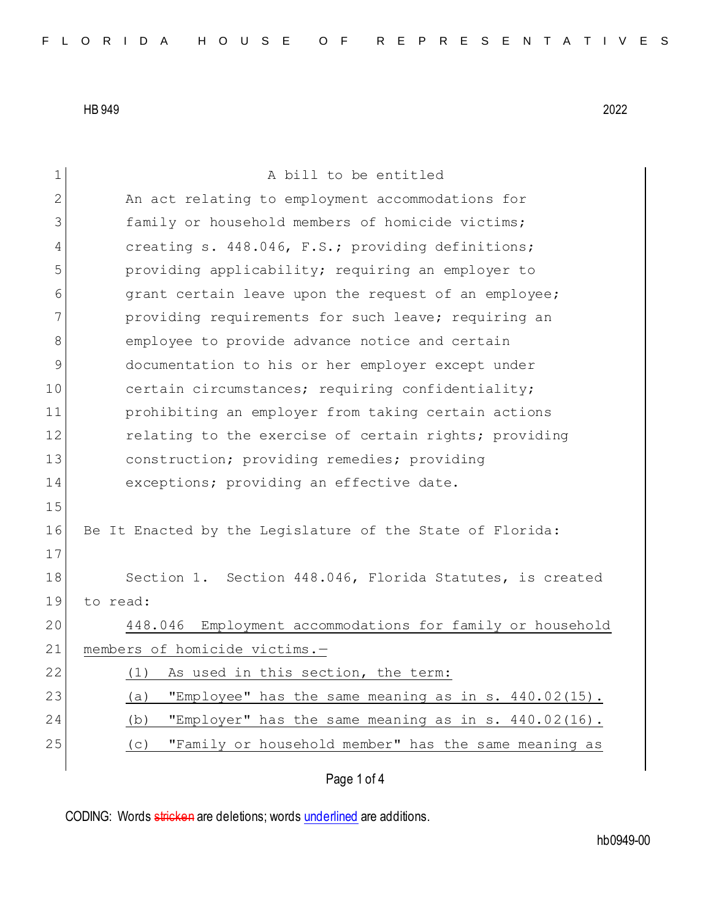HB 949 2022

A bill to be entitled

An act relating to employment accommodations for family or household members of homicide victims; creating s. 448.046, F.S.; providing definitions; providing applicability; requiring an employer to grant certain leave upon the request of an employee; providing requirements for such leave; requiring an employee to provide advance notice and certain documentation to his or her employer except under certain circumstances; requiring confidentiality; prohibiting an employer from taking certain actions relating to the exercise of certain rights; providing construction; providing remedies; providing exceptions; providing an effective date.

Be It Enacted by the Legislature of the State of Florida:

Section 1. Section 448.046, Florida Statutes, is created to read:

448.046 Employment accommodations for family or household members of homicide victims.—

(1) As used in this section, the term:

(a) "Employee" has the same meaning as in s. 440.02(15).

(b) "Employer" has the same meaning as in s. 440.02(16).

(c) "Family or household member" has the same meaning as

CODING: Words stricken are deletions; words underlined are additions.

hb0949-00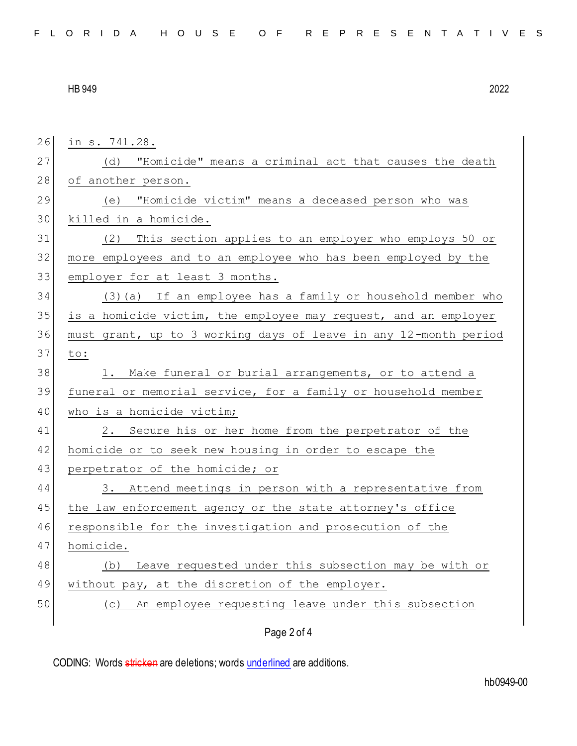in s. 741.28.

(d) "Homicide" means a criminal act that causes the death of another person.

(e) "Homicide victim" means a deceased person who was killed in a homicide.

(2) This section applies to an employer who employs 50 or more employees and to an employee who has been employed by the employer for at least 3 months.

(3)(a) If an employee has a family or household member who is a homicide victim, the employee may request, and an employer must grant, up to 3 working days of leave in any 12-month period to:

1. Make funeral or burial arrangements, or to attend a funeral or memorial service, for a family or household member who is a homicide victim;

2. Secure his or her home from the perpetrator of the homicide or to seek new housing in order to escape the perpetrator of the homicide; or

3. Attend meetings in person with a representative from the law enforcement agency or the state attorney's office responsible for the investigation and prosecution of the homicide.

(b) Leave requested under this subsection may be with or without pay, at the discretion of the employer.

(c) An employee requesting leave under this subsection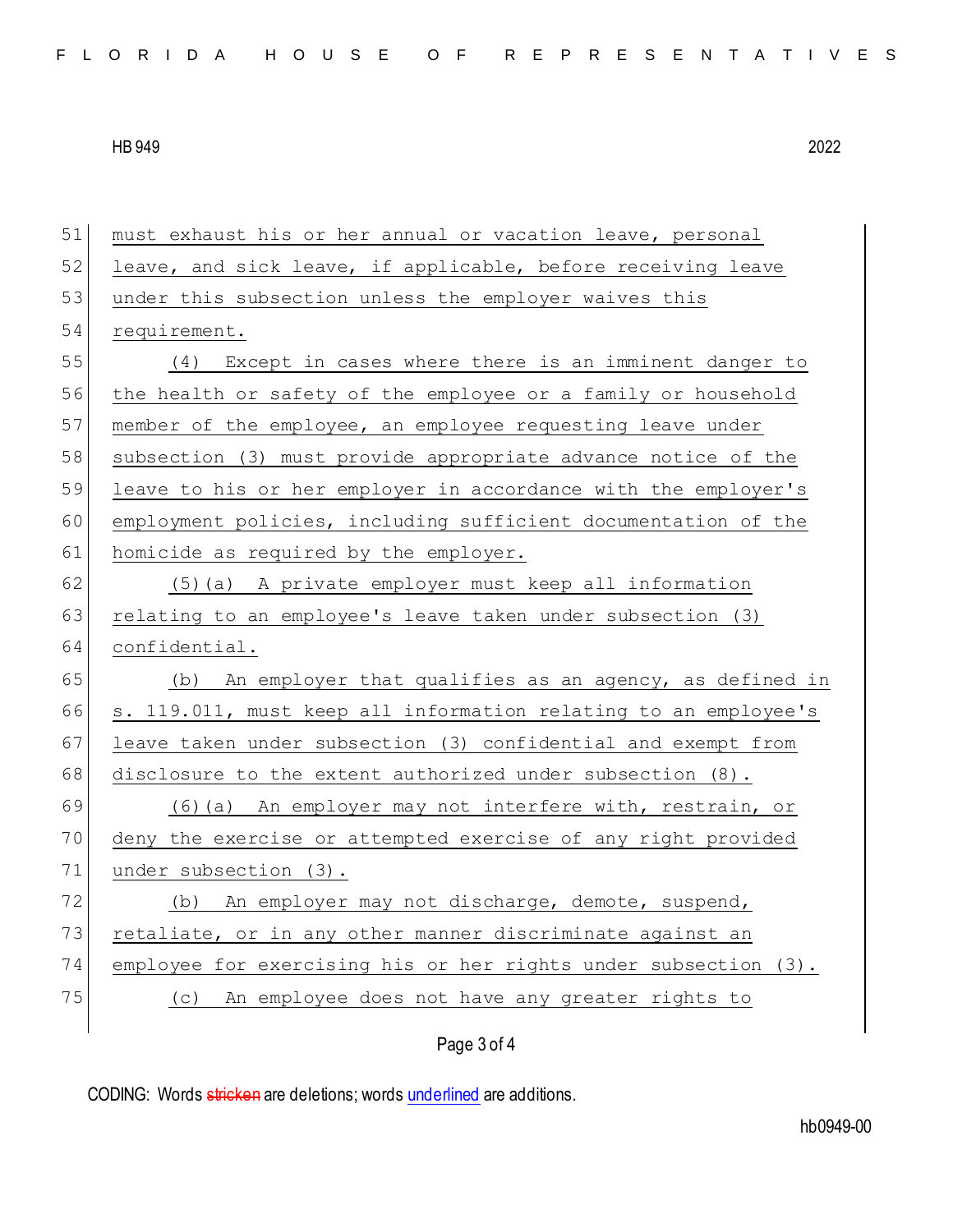must exhaust his or her annual or vacation leave, personal leave, and sick leave, if applicable, before receiving leave under this subsection unless the employer waives this requirement.

(4) Except in cases where there is an imminent danger to the health or safety of the employee or a family or household member of the employee, an employee requesting leave under subsection (3) must provide appropriate advance notice of the leave to his or her employer in accordance with the employer's employment policies, including sufficient documentation of the homicide as required by the employer.

(5)(a) A private employer must keep all information relating to an employee's leave taken under subsection (3) confidential.

(b) An employer that qualifies as an agency, as defined in s. 119.011, must keep all information relating to an employee's leave taken under subsection (3) confidential and exempt from disclosure to the extent authorized under subsection (8).

(6)(a) An employer may not interfere with, restrain, or deny the exercise or attempted exercise of any right provided under subsection (3).

(b) An employer may not discharge, demote, suspend, retaliate, or in any other manner discriminate against an employee for exercising his or her rights under subsection (3).

(c) An employee does not have any greater rights to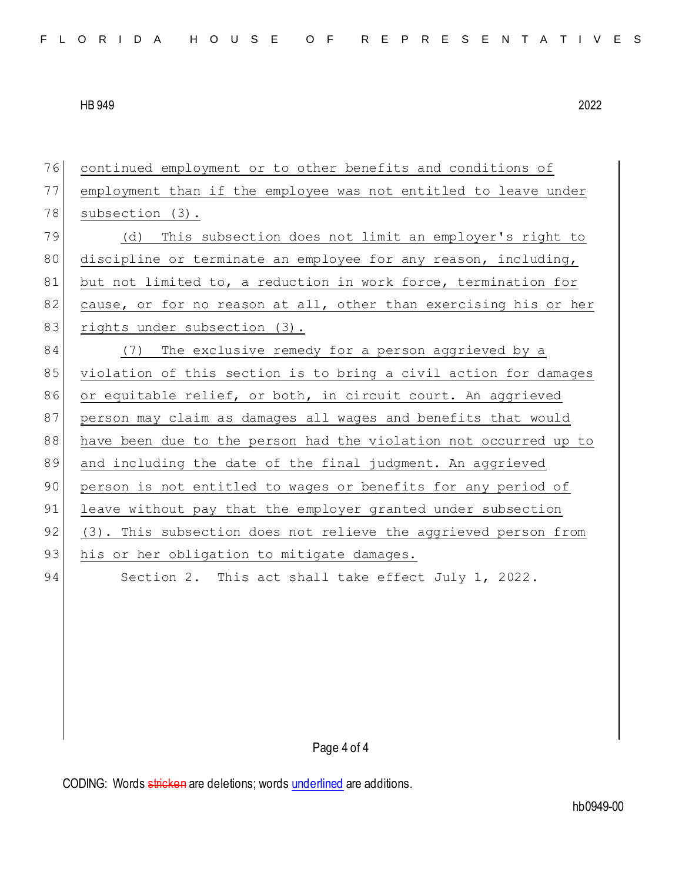continued employment or to other benefits and conditions of employment than if the employee was not entitled to leave under subsection (3).

(d) This subsection does not limit an employer's right to discipline or terminate an employee for any reason, including, but not limited to, a reduction in work force, termination for cause, or for no reason at all, other than exercising his or her rights under subsection (3).

(7) The exclusive remedy for a person aggrieved by a violation of this section is to bring a civil action for damages or equitable relief, or both, in circuit court. An aggrieved person may claim as damages all wages and benefits that would have been due to the person had the violation not occurred up to and including the date of the final judgment. An aggrieved person is not entitled to wages or benefits for any period of leave without pay that the employer granted under subsection (3). This subsection does not relieve the aggrieved person from his or her obligation to mitigate damages.

Section 2. This act shall take effect July 1, 2022.